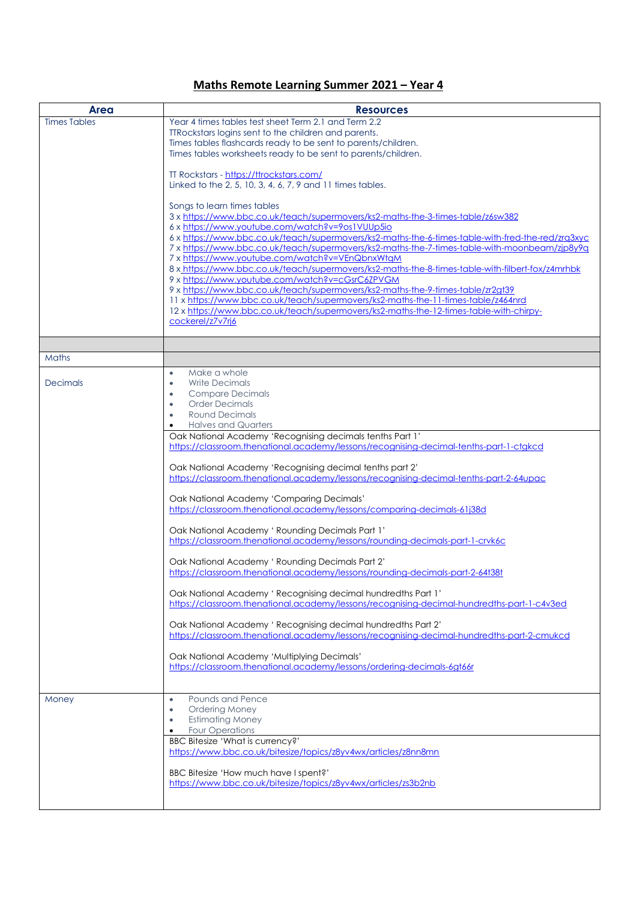# Maths Remote Learning Summer 2021 – Year 4

| Area | Resources |
| --- | --- |
| Times Tables | Year 4 times tables test sheet Term 2.1 and Term 2.2<br>TTRockstars logins sent to the children and parents.<br>Times tables flashcards ready to be sent to parents/children.<br>Times tables worksheets ready to be sent to parents/children.<br><br>TT Rockstars - https://ttrockstars.com/<br>Linked to the 2, 5, 10, 3, 4, 6, 7, 9 and 11 times tables.<br><br>Songs to learn times tables<br>3 x https://www.bbc.co.uk/teach/supermovers/ks2-maths-the-3-times-table/z6sw382<br>6 x https://www.youtube.com/watch?v=9os1VUUp5io<br>6 x https://www.bbc.co.uk/teach/supermovers/ks2-maths-the-6-times-table-with-fred-the-red/zrq3xyc<br>7 x https://www.bbc.co.uk/teach/supermovers/ks2-maths-the-7-times-table-with-moonbeam/zjp8y9q<br>7 x https://www.youtube.com/watch?v=VEnQbnxWtqM<br>8 x https://www.bbc.co.uk/teach/supermovers/ks2-maths-the-8-times-table-with-filbert-fox/z4mrhbk<br>9 x https://www.youtube.com/watch?v=cGsrC6ZPVGM<br>9 x https://www.bbc.co.uk/teach/supermovers/ks2-maths-the-9-times-table/zr2gt39<br>11 x https://www.bbc.co.uk/teach/supermovers/ks2-maths-the-11-times-table/z464nrd<br>12 x https://www.bbc.co.uk/teach/supermovers/ks2-maths-the-12-times-table-with-chirpy-cockerel/z7v7rj6 |
| | |
| Maths | |
| Decimals | • Make a whole<br>• Write Decimals<br>• Compare Decimals<br>• Order Decimals<br>• Round Decimals<br>• Halves and Quarters |
| | Oak National Academy 'Recognising decimals tenths Part 1'<br>https://classroom.thenational.academy/lessons/recognising-decimal-tenths-part-1-ctgkcd<br><br>Oak National Academy 'Recognising decimal tenths part 2'<br>https://classroom.thenational.academy/lessons/recognising-decimal-tenths-part-2-64upac<br><br>Oak National Academy 'Comparing Decimals'<br>https://classroom.thenational.academy/lessons/comparing-decimals-61j38d<br><br>Oak National Academy ' Rounding Decimals Part 1'<br>https://classroom.thenational.academy/lessons/rounding-decimals-part-1-crvk6c<br><br>Oak National Academy ' Rounding Decimals Part 2'<br>https://classroom.thenational.academy/lessons/rounding-decimals-part-2-64t38t<br><br>Oak National Academy ' Recognising decimal hundredths Part 1'<br>https://classroom.thenational.academy/lessons/recognising-decimal-hundredths-part-1-c4v3ed<br><br>Oak National Academy ' Recognising decimal hundredths Part 2'<br>https://classroom.thenational.academy/lessons/recognising-decimal-hundredths-part-2-cmukcd<br><br>Oak National Academy 'Multiplying Decimals'<br>https://classroom.thenational.academy/lessons/ordering-decimals-6gt66r |
| Money | • Pounds and Pence<br>• Ordering Money<br>• Estimating Money<br>• Four Operations |
| | BBC Bitesize 'What is currency?'<br>https://www.bbc.co.uk/bitesize/topics/z8yv4wx/articles/z8nn8mn<br><br>BBC Bitesize 'How much have I spent?'<br>https://www.bbc.co.uk/bitesize/topics/z8yv4wx/articles/zs3b2nb |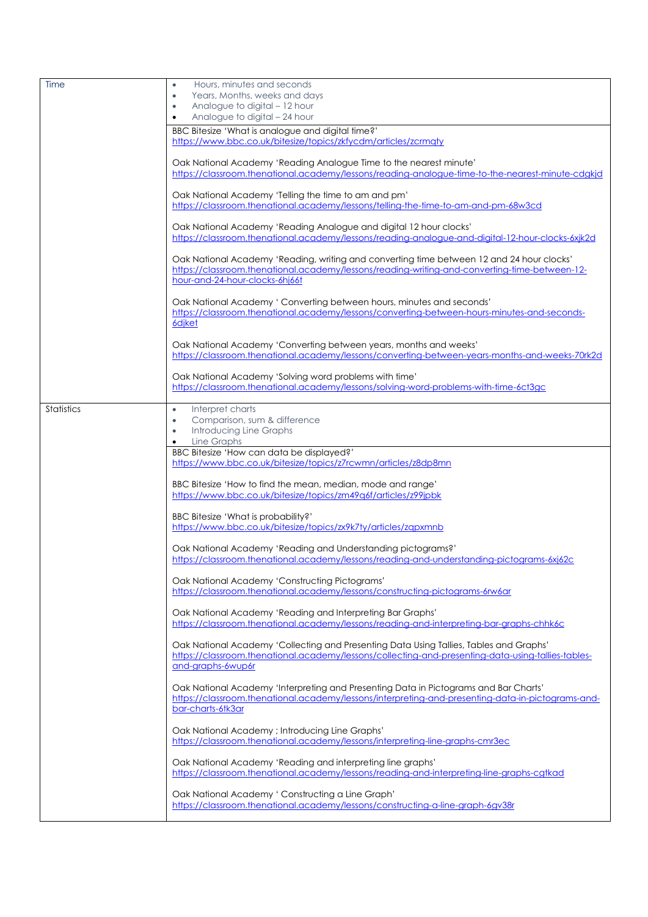| Time | • Hours, minutes and seconds<br>• Years, Months, weeks and days<br>• Analogue to digital – 12 hour<br>• Analogue to digital – 24 hour |
|---|---|
| | BBC Bitesize 'What is analogue and digital time?'<br>https://www.bbc.co.uk/bitesize/topics/zkfycdm/articles/zcrmqty<br><br>Oak National Academy 'Reading Analogue Time to the nearest minute'<br>https://classroom.thenational.academy/lessons/reading-analogue-time-to-the-nearest-minute-cdgkjd<br><br>Oak National Academy 'Telling the time to am and pm'<br>https://classroom.thenational.academy/lessons/telling-the-time-to-am-and-pm-68w3cd<br><br>Oak National Academy 'Reading Analogue and digital 12 hour clocks'<br>https://classroom.thenational.academy/lessons/reading-analogue-and-digital-12-hour-clocks-6xjk2d<br><br>Oak National Academy 'Reading, writing and converting time between 12 and 24 hour clocks'<br>https://classroom.thenational.academy/lessons/reading-writing-and-converting-time-between-12-hour-and-24-hour-clocks-6hj66t<br><br>Oak National Academy ' Converting between hours, minutes and seconds'<br>https://classroom.thenational.academy/lessons/converting-between-hours-minutes-and-seconds-6djket<br><br>Oak National Academy 'Converting between years, months and weeks'<br>https://classroom.thenational.academy/lessons/converting-between-years-months-and-weeks-70rk2d<br><br>Oak National Academy 'Solving word problems with time'<br>https://classroom.thenational.academy/lessons/solving-word-problems-with-time-6ct3gc |
| Statistics | • Interpret charts<br>• Comparison, sum & difference<br>• Introducing Line Graphs<br>• Line Graphs |
| | BBC Bitesize 'How can data be displayed?'<br>https://www.bbc.co.uk/bitesize/topics/z7rcwmn/articles/z8dp8mn<br><br>BBC Bitesize 'How to find the mean, median, mode and range'<br>https://www.bbc.co.uk/bitesize/topics/zm49q6f/articles/z99jpbk<br><br>BBC Bitesize 'What is probability?'<br>https://www.bbc.co.uk/bitesize/topics/zx9k7ty/articles/zqpxmnb<br><br>Oak National Academy 'Reading and Understanding pictograms?'<br>https://classroom.thenational.academy/lessons/reading-and-understanding-pictograms-6xj62c<br><br>Oak National Academy 'Constructing Pictograms'<br>https://classroom.thenational.academy/lessons/constructing-pictograms-6rw6ar<br><br>Oak National Academy 'Reading and Interpreting Bar Graphs'<br>https://classroom.thenational.academy/lessons/reading-and-interpreting-bar-graphs-chhk6c<br><br>Oak National Academy 'Collecting and Presenting Data Using Tallies, Tables and Graphs'<br>https://classroom.thenational.academy/lessons/collecting-and-presenting-data-using-tallies-tables-and-graphs-6wup6r<br><br>Oak National Academy 'Interpreting and Presenting Data in Pictograms and Bar Charts'<br>https://classroom.thenational.academy/lessons/interpreting-and-presenting-data-in-pictograms-and-bar-charts-6tk3ar<br><br>Oak National Academy ; Introducing Line Graphs'<br>https://classroom.thenational.academy/lessons/interpreting-line-graphs-cmr3ec<br><br>Oak National Academy 'Reading and interpreting line graphs'<br>https://classroom.thenational.academy/lessons/reading-and-interpreting-line-graphs-cgtkad<br><br>Oak National Academy ' Constructing a Line Graph'<br>https://classroom.thenational.academy/lessons/constructing-a-line-graph-6gv38r |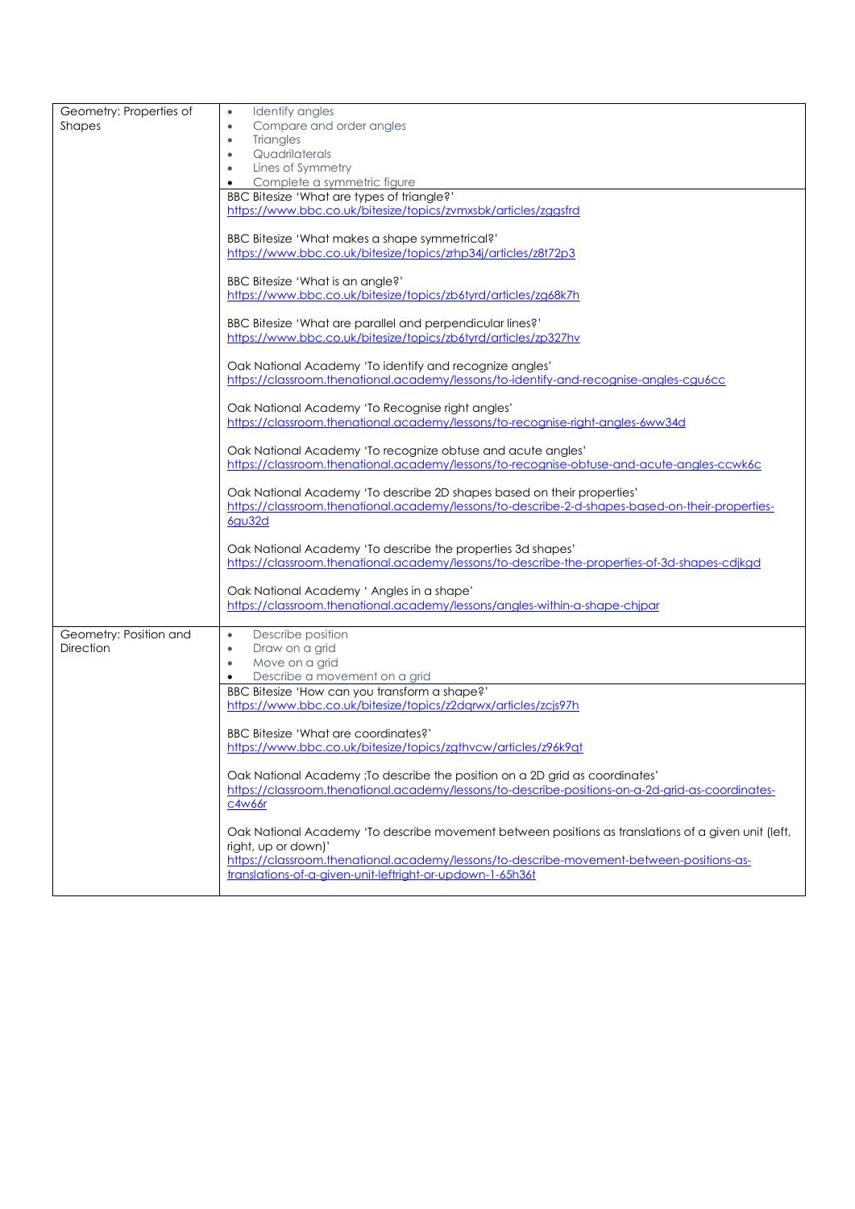| | |
|---|---|
| Geometry: Properties of Shapes | • Identify angles<br>• Compare and order angles<br>• Triangles<br>• Quadrilaterals<br>• Lines of Symmetry<br>• Complete a symmetric figure |
| | BBC Bitesize 'What are types of triangle?'<br>https://www.bbc.co.uk/bitesize/topics/zvmxsbk/articles/zggsfrd<br><br>BBC Bitesize 'What makes a shape symmetrical?'<br>https://www.bbc.co.uk/bitesize/topics/zrhp34j/articles/z8t72p3<br><br>BBC Bitesize 'What is an angle?'<br>https://www.bbc.co.uk/bitesize/topics/zb6tyrd/articles/zg68k7h<br><br>BBC Bitesize 'What are parallel and perpendicular lines?'<br>https://www.bbc.co.uk/bitesize/topics/zb6tyrd/articles/zp327hv<br><br>Oak National Academy 'To identify and recognize angles'<br>https://classroom.thenational.academy/lessons/to-identify-and-recognise-angles-cgu6cc<br><br>Oak National Academy 'To Recognise right angles'<br>https://classroom.thenational.academy/lessons/to-recognise-right-angles-6ww34d<br><br>Oak National Academy 'To recognize obtuse and acute angles'<br>https://classroom.thenational.academy/lessons/to-recognise-obtuse-and-acute-angles-ccwk6c<br><br>Oak National Academy 'To describe 2D shapes based on their properties'<br>https://classroom.thenational.academy/lessons/to-describe-2-d-shapes-based-on-their-properties-6gu32d<br><br>Oak National Academy 'To describe the properties 3d shapes'<br>https://classroom.thenational.academy/lessons/to-describe-the-properties-of-3d-shapes-cdjkgd<br><br>Oak National Academy ' Angles in a shape'<br>https://classroom.thenational.academy/lessons/angles-within-a-shape-chjpar |
| Geometry: Position and Direction | • Describe position<br>• Draw on a grid<br>• Move on a grid<br>• Describe a movement on a grid |
| | BBC Bitesize 'How can you transform a shape?'<br>https://www.bbc.co.uk/bitesize/topics/z2dqrwx/articles/zcjs97h<br><br>BBC Bitesize 'What are coordinates?'<br>https://www.bbc.co.uk/bitesize/topics/zgthvcw/articles/z96k9qt<br><br>Oak National Academy ;To describe the position on a 2D grid as coordinates'<br>https://classroom.thenational.academy/lessons/to-describe-positions-on-a-2d-grid-as-coordinates-c4w66r<br><br>Oak National Academy 'To describe movement between positions as translations of a given unit (left, right, up or down)'<br>https://classroom.thenational.academy/lessons/to-describe-movement-between-positions-as-translations-of-a-given-unit-leftright-or-updown-1-65h36t |